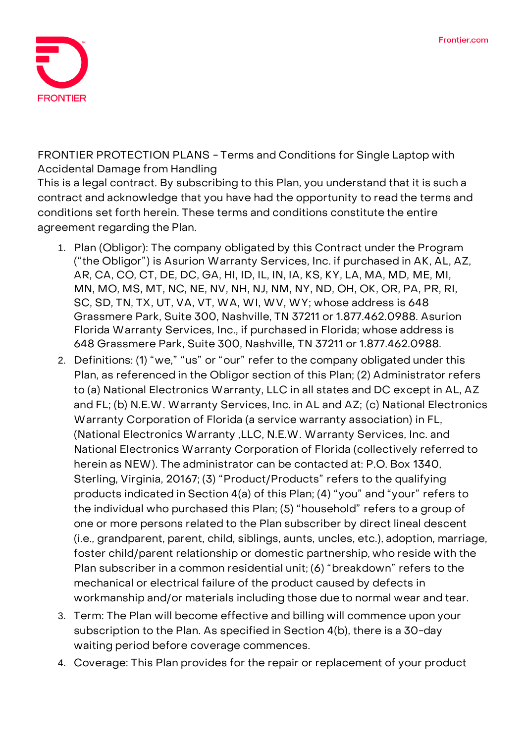FRONTIER PROTECTION PLANS - Terms and Conditions for Single Laptop with Accidental Damage from Handling

This is a legal contract. By subscribing to this Plan, you understand that it is such a contract and acknowledge that you have had the opportunity to read the terms and conditions set forth herein. These terms and conditions constitute the entire agreement regarding the Plan.

1. Plan (Obligor): The company obligated by this Contract under the Program ("the Obligor") is Asurion Warranty Services, Inc. if purchased in AK, AL, AZ, AR, CA, CO, CT, DE, DC, GA, HI, ID, IL, IN, IA, KS, KY, LA, MA, MD, ME, MI, MN, MO, MS, MT, NC, NE, NV, NH, NJ, NM, NY, ND, OH, OK, OR, PA, PR, RI, SC, SD, TN, TX, UT, VA, VT, WA, WI, WV, WY; whose address is 648 Grassmere Park, Suite 300, Nashville, TN 37211 or 1.877.462.0988. Asurion Florida Warranty Services, Inc., if purchased in Florida; whose address is 648 Grassmere Park, Suite 300, Nashville, TN 37211 or 1.877.462.0988.
2. Definitions: (1) "we," "us" or "our" refer to the company obligated under this Plan, as referenced in the Obligor section of this Plan; (2) Administrator refers to (a) National Electronics Warranty, LLC in all states and DC except in AL, AZ and FL; (b) N.E.W. Warranty Services, Inc. in AL and AZ; (c) National Electronics Warranty Corporation of Florida (a service warranty association) in FL, (National Electronics Warranty ,LLC, N.E.W. Warranty Services, Inc. and National Electronics Warranty Corporation of Florida (collectively referred to herein as NEW). The administrator can be contacted at: P.O. Box 1340, Sterling, Virginia, 20167; (3) "Product/Products" refers to the qualifying products indicated in Section 4(a) of this Plan; (4) "you" and "your" refers to the individual who purchased this Plan; (5) "household" refers to a group of one or more persons related to the Plan subscriber by direct lineal descent (i.e., grandparent, parent, child, siblings, aunts, uncles, etc.), adoption, marriage, foster child/parent relationship or domestic partnership, who reside with the Plan subscriber in a common residential unit; (6) "breakdown" refers to the mechanical or electrical failure of the product caused by defects in workmanship and/or materials including those due to normal wear and tear.
3. Term: The Plan will become effective and billing will commence upon your subscription to the Plan. As specified in Section 4(b), there is a 30-day waiting period before coverage commences.
4. Coverage: This Plan provides for the repair or replacement of your product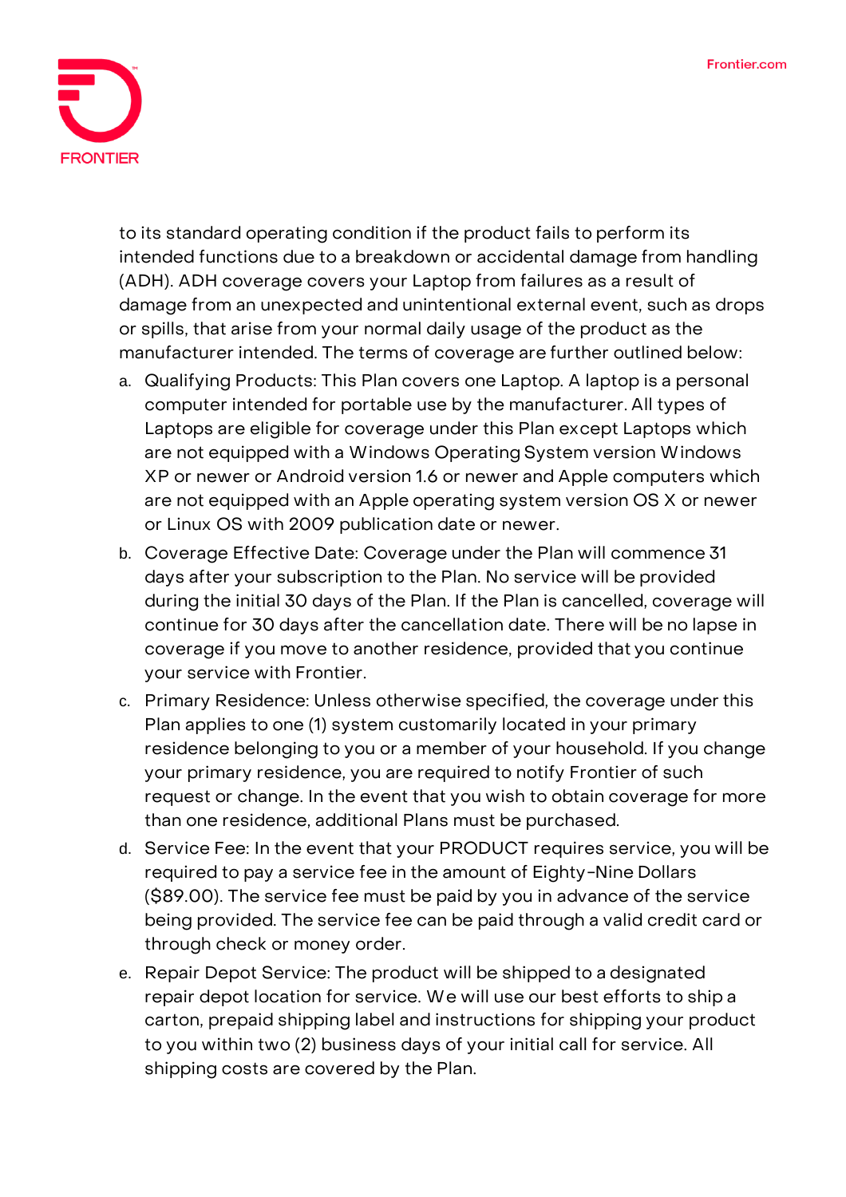to its standard operating condition if the product fails to perform its intended functions due to a breakdown or accidental damage from handling (ADH). ADH coverage covers your Laptop from failures as a result of damage from an unexpected and unintentional external event, such as drops or spills, that arise from your normal daily usage of the product as the manufacturer intended. The terms of coverage are further outlined below:

a. Qualifying Products: This Plan covers one Laptop. A laptop is a personal computer intended for portable use by the manufacturer. All types of Laptops are eligible for coverage under this Plan except Laptops which are not equipped with a Windows Operating System version Windows XP or newer or Android version 1.6 or newer and Apple computers which are not equipped with an Apple operating system version OS X or newer or Linux OS with 2009 publication date or newer.
b. Coverage Effective Date: Coverage under the Plan will commence 31 days after your subscription to the Plan. No service will be provided during the initial 30 days of the Plan. If the Plan is cancelled, coverage will continue for 30 days after the cancellation date. There will be no lapse in coverage if you move to another residence, provided that you continue your service with Frontier.
c. Primary Residence: Unless otherwise specified, the coverage under this Plan applies to one (1) system customarily located in your primary residence belonging to you or a member of your household. If you change your primary residence, you are required to notify Frontier of such request or change. In the event that you wish to obtain coverage for more than one residence, additional Plans must be purchased.
d. Service Fee: In the event that your PRODUCT requires service, you will be required to pay a service fee in the amount of Eighty-Nine Dollars ($89.00). The service fee must be paid by you in advance of the service being provided. The service fee can be paid through a valid credit card or through check or money order.
e. Repair Depot Service: The product will be shipped to a designated repair depot location for service. We will use our best efforts to ship a carton, prepaid shipping label and instructions for shipping your product to you within two (2) business days of your initial call for service. All shipping costs are covered by the Plan.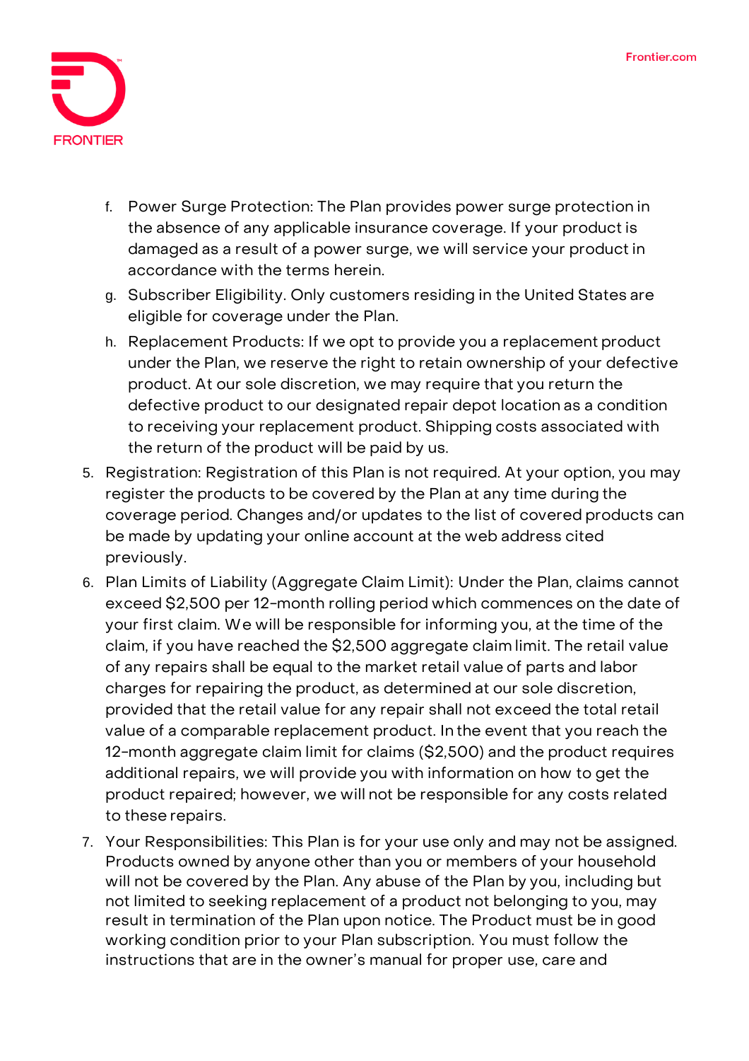f. Power Surge Protection: The Plan provides power surge protection in the absence of any applicable insurance coverage. If your product is damaged as a result of a power surge, we will service your product in accordance with the terms herein.

g. Subscriber Eligibility. Only customers residing in the United States are eligible for coverage under the Plan.

h. Replacement Products: If we opt to provide you a replacement product under the Plan, we reserve the right to retain ownership of your defective product. At our sole discretion, we may require that you return the defective product to our designated repair depot location as a condition to receiving your replacement product. Shipping costs associated with the return of the product will be paid by us.

5. Registration: Registration of this Plan is not required. At your option, you may register the products to be covered by the Plan at any time during the coverage period. Changes and/or updates to the list of covered products can be made by updating your online account at the web address cited previously.

6. Plan Limits of Liability (Aggregate Claim Limit): Under the Plan, claims cannot exceed $2,500 per 12-month rolling period which commences on the date of your first claim. We will be responsible for informing you, at the time of the claim, if you have reached the $2,500 aggregate claim limit. The retail value of any repairs shall be equal to the market retail value of parts and labor charges for repairing the product, as determined at our sole discretion, provided that the retail value for any repair shall not exceed the total retail value of a comparable replacement product. In the event that you reach the 12-month aggregate claim limit for claims ($2,500) and the product requires additional repairs, we will provide you with information on how to get the product repaired; however, we will not be responsible for any costs related to these repairs.

7. Your Responsibilities: This Plan is for your use only and may not be assigned. Products owned by anyone other than you or members of your household will not be covered by the Plan. Any abuse of the Plan by you, including but not limited to seeking replacement of a product not belonging to you, may result in termination of the Plan upon notice. The Product must be in good working condition prior to your Plan subscription. You must follow the instructions that are in the owner's manual for proper use, care and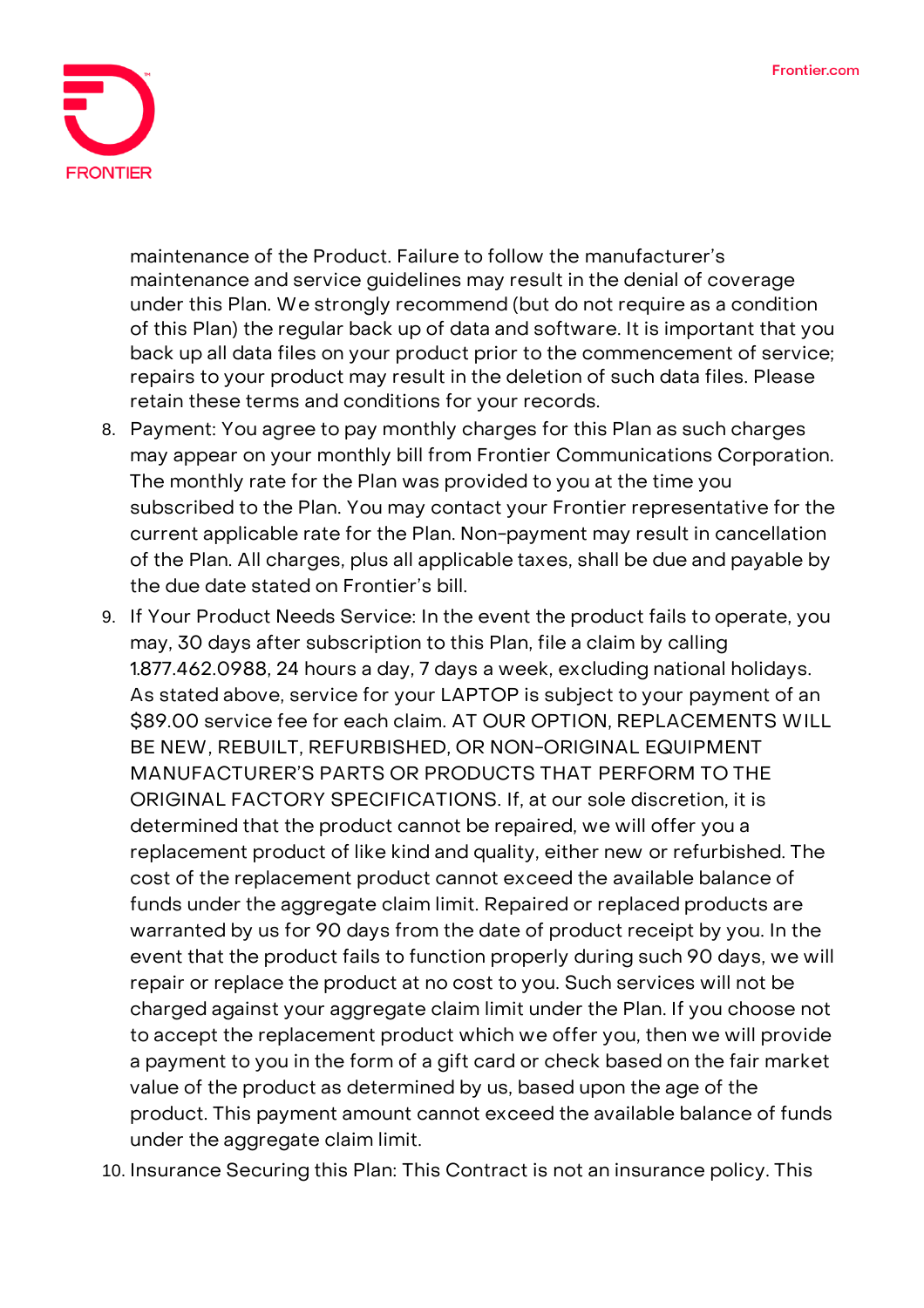maintenance of the Product. Failure to follow the manufacturer's maintenance and service guidelines may result in the denial of coverage under this Plan. We strongly recommend (but do not require as a condition of this Plan) the regular back up of data and software. It is important that you back up all data files on your product prior to the commencement of service; repairs to your product may result in the deletion of such data files. Please retain these terms and conditions for your records.

8. Payment: You agree to pay monthly charges for this Plan as such charges may appear on your monthly bill from Frontier Communications Corporation. The monthly rate for the Plan was provided to you at the time you subscribed to the Plan. You may contact your Frontier representative for the current applicable rate for the Plan. Non-payment may result in cancellation of the Plan. All charges, plus all applicable taxes, shall be due and payable by the due date stated on Frontier's bill.
9. If Your Product Needs Service: In the event the product fails to operate, you may, 30 days after subscription to this Plan, file a claim by calling 1.877.462.0988, 24 hours a day, 7 days a week, excluding national holidays. As stated above, service for your LAPTOP is subject to your payment of an $89.00 service fee for each claim. AT OUR OPTION, REPLACEMENTS WILL BE NEW, REBUILT, REFURBISHED, OR NON-ORIGINAL EQUIPMENT MANUFACTURER'S PARTS OR PRODUCTS THAT PERFORM TO THE ORIGINAL FACTORY SPECIFICATIONS. If, at our sole discretion, it is determined that the product cannot be repaired, we will offer you a replacement product of like kind and quality, either new or refurbished. The cost of the replacement product cannot exceed the available balance of funds under the aggregate claim limit. Repaired or replaced products are warranted by us for 90 days from the date of product receipt by you. In the event that the product fails to function properly during such 90 days, we will repair or replace the product at no cost to you. Such services will not be charged against your aggregate claim limit under the Plan. If you choose not to accept the replacement product which we offer you, then we will provide a payment to you in the form of a gift card or check based on the fair market value of the product as determined by us, based upon the age of the product. This payment amount cannot exceed the available balance of funds under the aggregate claim limit.
10. Insurance Securing this Plan: This Contract is not an insurance policy. This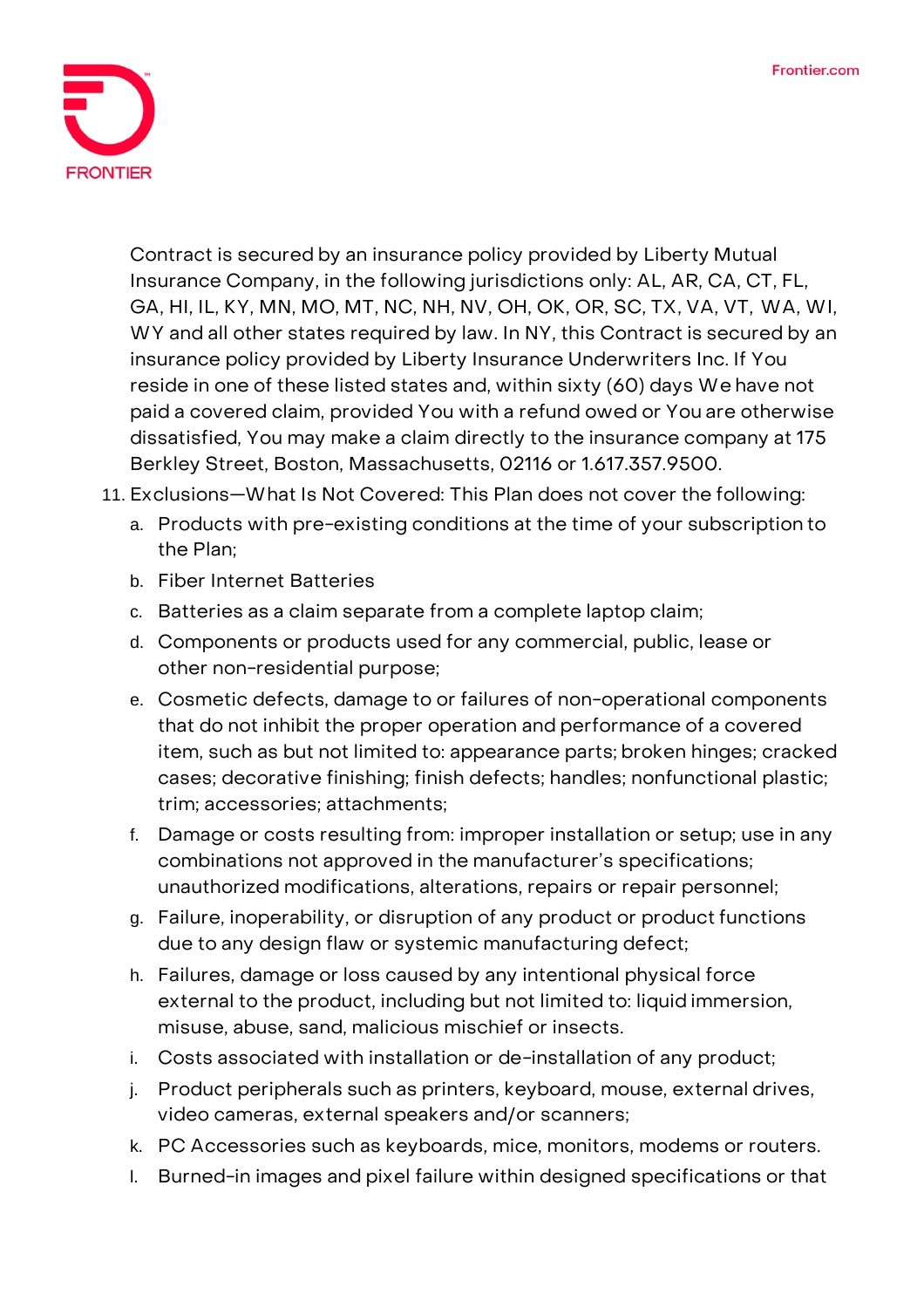Contract is secured by an insurance policy provided by Liberty Mutual Insurance Company, in the following jurisdictions only: AL, AR, CA, CT, FL, GA, HI, IL, KY, MN, MO, MT, NC, NH, NV, OH, OK, OR, SC, TX, VA, VT, WA, WI, WY and all other states required by law. In NY, this Contract is secured by an insurance policy provided by Liberty Insurance Underwriters Inc. If You reside in one of these listed states and, within sixty (60) days We have not paid a covered claim, provided You with a refund owed or You are otherwise dissatisfied, You may make a claim directly to the insurance company at 175 Berkley Street, Boston, Massachusetts, 02116 or 1.617.357.9500.

11. Exclusions—What Is Not Covered: This Plan does not cover the following:
    a. Products with pre-existing conditions at the time of your subscription to the Plan;
    b. Fiber Internet Batteries
    c. Batteries as a claim separate from a complete laptop claim;
    d. Components or products used for any commercial, public, lease or other non-residential purpose;
    e. Cosmetic defects, damage to or failures of non-operational components that do not inhibit the proper operation and performance of a covered item, such as but not limited to: appearance parts; broken hinges; cracked cases; decorative finishing; finish defects; handles; nonfunctional plastic; trim; accessories; attachments;
    f. Damage or costs resulting from: improper installation or setup; use in any combinations not approved in the manufacturer's specifications; unauthorized modifications, alterations, repairs or repair personnel;
    g. Failure, inoperability, or disruption of any product or product functions due to any design flaw or systemic manufacturing defect;
    h. Failures, damage or loss caused by any intentional physical force external to the product, including but not limited to: liquid immersion, misuse, abuse, sand, malicious mischief or insects.
    i. Costs associated with installation or de-installation of any product;
    j. Product peripherals such as printers, keyboard, mouse, external drives, video cameras, external speakers and/or scanners;
    k. PC Accessories such as keyboards, mice, monitors, modems or routers.
    l. Burned-in images and pixel failure within designed specifications or that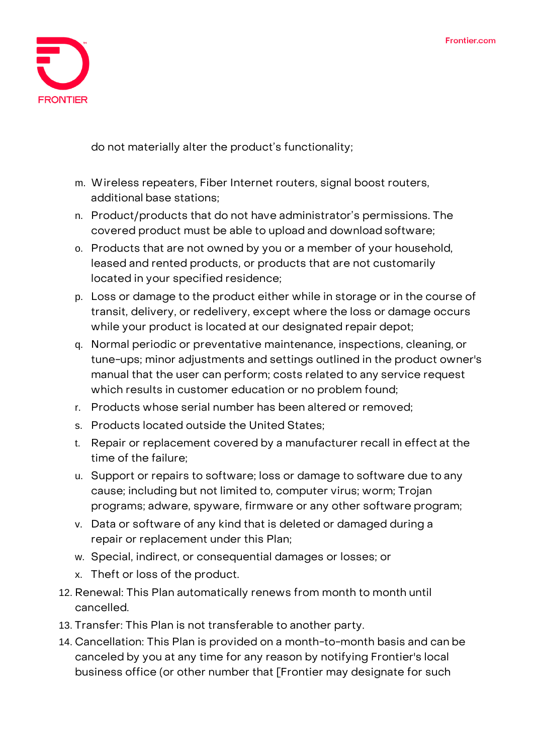do not materially alter the product's functionality;

m. Wireless repeaters, Fiber Internet routers, signal boost routers, additional base stations;
n. Product/products that do not have administrator's permissions. The covered product must be able to upload and download software;
o. Products that are not owned by you or a member of your household, leased and rented products, or products that are not customarily located in your specified residence;
p. Loss or damage to the product either while in storage or in the course of transit, delivery, or redelivery, except where the loss or damage occurs while your product is located at our designated repair depot;
q. Normal periodic or preventative maintenance, inspections, cleaning, or tune-ups; minor adjustments and settings outlined in the product owner's manual that the user can perform; costs related to any service request which results in customer education or no problem found;
r. Products whose serial number has been altered or removed;
s. Products located outside the United States;
t. Repair or replacement covered by a manufacturer recall in effect at the time of the failure;
u. Support or repairs to software; loss or damage to software due to any cause; including but not limited to, computer virus; worm; Trojan programs; adware, spyware, firmware or any other software program;
v. Data or software of any kind that is deleted or damaged during a repair or replacement under this Plan;
w. Special, indirect, or consequential damages or losses; or
x. Theft or loss of the product.

12. Renewal: This Plan automatically renews from month to month until cancelled.
13. Transfer: This Plan is not transferable to another party.
14. Cancellation: This Plan is provided on a month-to-month basis and can be canceled by you at any time for any reason by notifying Frontier's local business office (or other number that [Frontier may designate for such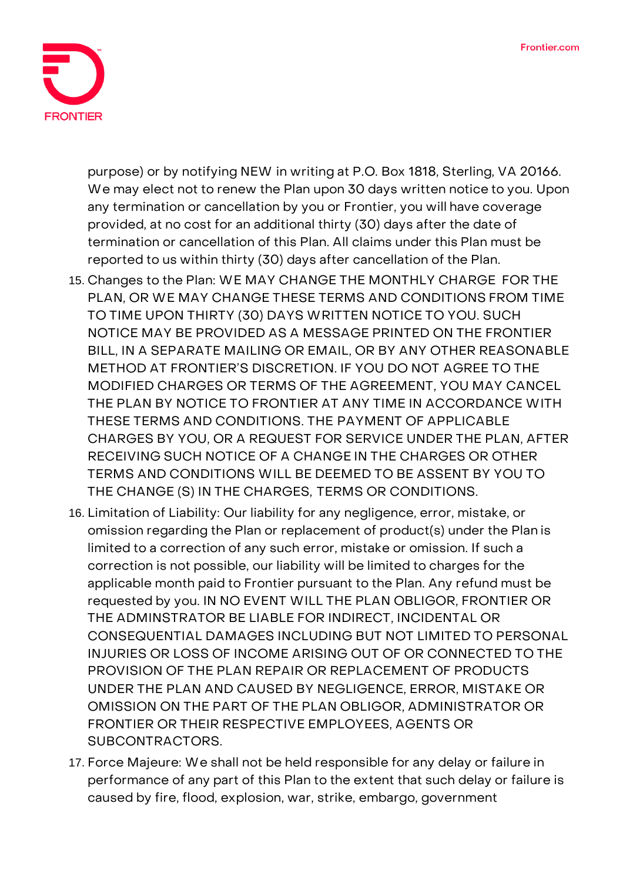purpose) or by notifying NEW in writing at P.O. Box 1818, Sterling, VA 20166. We may elect not to renew the Plan upon 30 days written notice to you. Upon any termination or cancellation by you or Frontier, you will have coverage provided, at no cost for an additional thirty (30) days after the date of termination or cancellation of this Plan. All claims under this Plan must be reported to us within thirty (30) days after cancellation of the Plan.

15. Changes to the Plan: WE MAY CHANGE THE MONTHLY CHARGE FOR THE PLAN, OR WE MAY CHANGE THESE TERMS AND CONDITIONS FROM TIME TO TIME UPON THIRTY (30) DAYS WRITTEN NOTICE TO YOU. SUCH NOTICE MAY BE PROVIDED AS A MESSAGE PRINTED ON THE FRONTIER BILL, IN A SEPARATE MAILING OR EMAIL, OR BY ANY OTHER REASONABLE METHOD AT FRONTIER'S DISCRETION. IF YOU DO NOT AGREE TO THE MODIFIED CHARGES OR TERMS OF THE AGREEMENT, YOU MAY CANCEL THE PLAN BY NOTICE TO FRONTIER AT ANY TIME IN ACCORDANCE WITH THESE TERMS AND CONDITIONS. THE PAYMENT OF APPLICABLE CHARGES BY YOU, OR A REQUEST FOR SERVICE UNDER THE PLAN, AFTER RECEIVING SUCH NOTICE OF A CHANGE IN THE CHARGES OR OTHER TERMS AND CONDITIONS WILL BE DEEMED TO BE ASSENT BY YOU TO THE CHANGE (S) IN THE CHARGES, TERMS OR CONDITIONS.
16. Limitation of Liability: Our liability for any negligence, error, mistake, or omission regarding the Plan or replacement of product(s) under the Plan is limited to a correction of any such error, mistake or omission. If such a correction is not possible, our liability will be limited to charges for the applicable month paid to Frontier pursuant to the Plan. Any refund must be requested by you. IN NO EVENT WILL THE PLAN OBLIGOR, FRONTIER OR THE ADMINSTRATOR BE LIABLE FOR INDIRECT, INCIDENTAL OR CONSEQUENTIAL DAMAGES INCLUDING BUT NOT LIMITED TO PERSONAL INJURIES OR LOSS OF INCOME ARISING OUT OF OR CONNECTED TO THE PROVISION OF THE PLAN REPAIR OR REPLACEMENT OF PRODUCTS UNDER THE PLAN AND CAUSED BY NEGLIGENCE, ERROR, MISTAKE OR OMISSION ON THE PART OF THE PLAN OBLIGOR, ADMINISTRATOR OR FRONTIER OR THEIR RESPECTIVE EMPLOYEES, AGENTS OR SUBCONTRACTORS.
17. Force Majeure: We shall not be held responsible for any delay or failure in performance of any part of this Plan to the extent that such delay or failure is caused by fire, flood, explosion, war, strike, embargo, government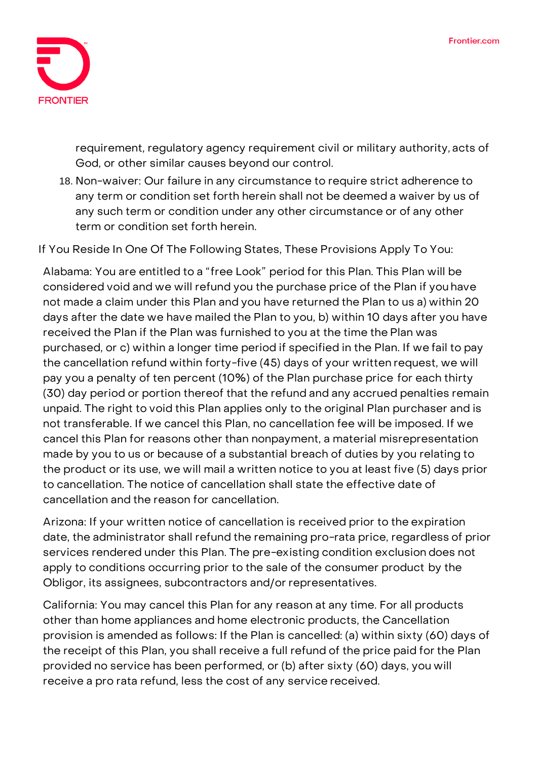requirement, regulatory agency requirement civil or military authority, acts of God, or other similar causes beyond our control.

18. Non-waiver: Our failure in any circumstance to require strict adherence to any term or condition set forth herein shall not be deemed a waiver by us of any such term or condition under any other circumstance or of any other term or condition set forth herein.

If You Reside In One Of The Following States, These Provisions Apply To You:

Alabama: You are entitled to a "free Look" period for this Plan. This Plan will be considered void and we will refund you the purchase price of the Plan if you have not made a claim under this Plan and you have returned the Plan to us a) within 20 days after the date we have mailed the Plan to you, b) within 10 days after you have received the Plan if the Plan was furnished to you at the time the Plan was purchased, or c) within a longer time period if specified in the Plan. If we fail to pay the cancellation refund within forty-five (45) days of your written request, we will pay you a penalty of ten percent (10%) of the Plan purchase price for each thirty (30) day period or portion thereof that the refund and any accrued penalties remain unpaid. The right to void this Plan applies only to the original Plan purchaser and is not transferable. If we cancel this Plan, no cancellation fee will be imposed. If we cancel this Plan for reasons other than nonpayment, a material misrepresentation made by you to us or because of a substantial breach of duties by you relating to the product or its use, we will mail a written notice to you at least five (5) days prior to cancellation. The notice of cancellation shall state the effective date of cancellation and the reason for cancellation.

Arizona: If your written notice of cancellation is received prior to the expiration date, the administrator shall refund the remaining pro-rata price, regardless of prior services rendered under this Plan. The pre-existing condition exclusion does not apply to conditions occurring prior to the sale of the consumer product by the Obligor, its assignees, subcontractors and/or representatives.

California: You may cancel this Plan for any reason at any time. For all products other than home appliances and home electronic products, the Cancellation provision is amended as follows: If the Plan is cancelled: (a) within sixty (60) days of the receipt of this Plan, you shall receive a full refund of the price paid for the Plan provided no service has been performed, or (b) after sixty (60) days, you will receive a pro rata refund, less the cost of any service received.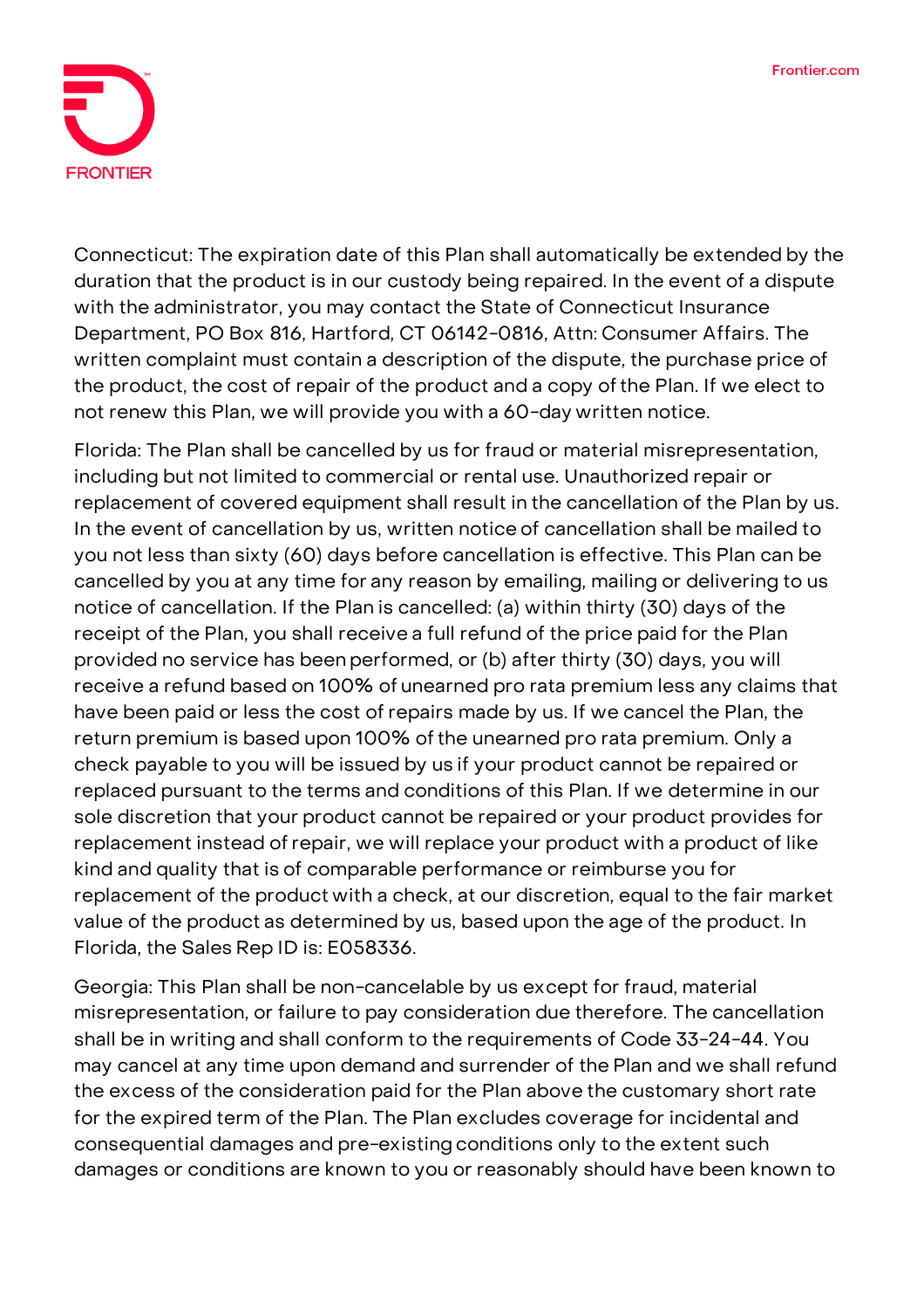Connecticut: The expiration date of this Plan shall automatically be extended by the duration that the product is in our custody being repaired. In the event of a dispute with the administrator, you may contact the State of Connecticut Insurance Department, PO Box 816, Hartford, CT 06142-0816, Attn: Consumer Affairs. The written complaint must contain a description of the dispute, the purchase price of the product, the cost of repair of the product and a copy of the Plan. If we elect to not renew this Plan, we will provide you with a 60-day written notice.

Florida: The Plan shall be cancelled by us for fraud or material misrepresentation, including but not limited to commercial or rental use. Unauthorized repair or replacement of covered equipment shall result in the cancellation of the Plan by us. In the event of cancellation by us, written notice of cancellation shall be mailed to you not less than sixty (60) days before cancellation is effective. This Plan can be cancelled by you at any time for any reason by emailing, mailing or delivering to us notice of cancellation. If the Plan is cancelled: (a) within thirty (30) days of the receipt of the Plan, you shall receive a full refund of the price paid for the Plan provided no service has been performed, or (b) after thirty (30) days, you will receive a refund based on 100% of unearned pro rata premium less any claims that have been paid or less the cost of repairs made by us. If we cancel the Plan, the return premium is based upon 100% of the unearned pro rata premium. Only a check payable to you will be issued by us if your product cannot be repaired or replaced pursuant to the terms and conditions of this Plan. If we determine in our sole discretion that your product cannot be repaired or your product provides for replacement instead of repair, we will replace your product with a product of like kind and quality that is of comparable performance or reimburse you for replacement of the product with a check, at our discretion, equal to the fair market value of the product as determined by us, based upon the age of the product. In Florida, the Sales Rep ID is: E058336.

Georgia: This Plan shall be non-cancelable by us except for fraud, material misrepresentation, or failure to pay consideration due therefore. The cancellation shall be in writing and shall conform to the requirements of Code 33-24-44. You may cancel at any time upon demand and surrender of the Plan and we shall refund the excess of the consideration paid for the Plan above the customary short rate for the expired term of the Plan. The Plan excludes coverage for incidental and consequential damages and pre-existing conditions only to the extent such damages or conditions are known to you or reasonably should have been known to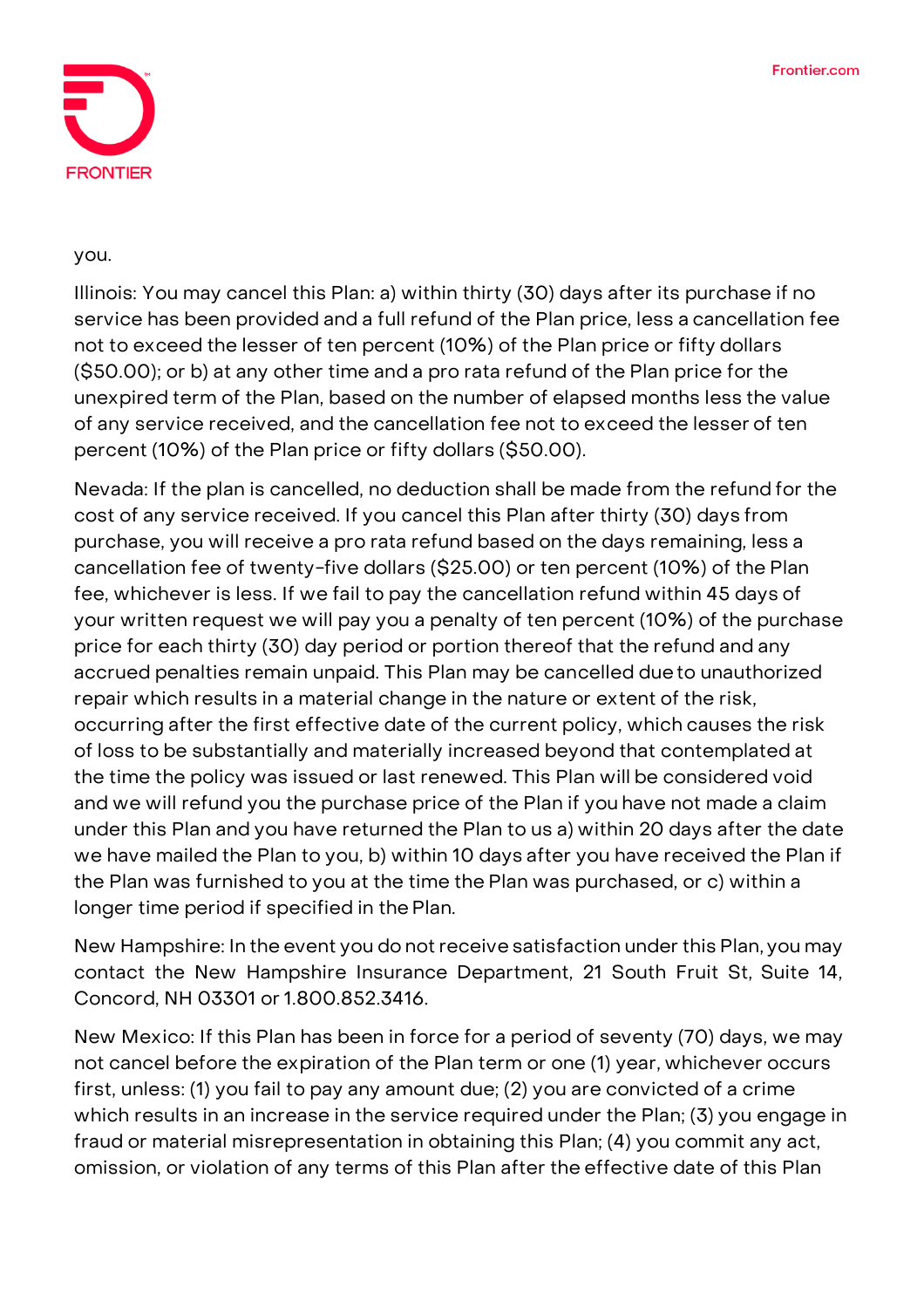you.

Illinois: You may cancel this Plan: a) within thirty (30) days after its purchase if no service has been provided and a full refund of the Plan price, less a cancellation fee not to exceed the lesser of ten percent (10%) of the Plan price or fifty dollars ($50.00); or b) at any other time and a pro rata refund of the Plan price for the unexpired term of the Plan, based on the number of elapsed months less the value of any service received, and the cancellation fee not to exceed the lesser of ten percent (10%) of the Plan price or fifty dollars ($50.00).

Nevada: If the plan is cancelled, no deduction shall be made from the refund for the cost of any service received. If you cancel this Plan after thirty (30) days from purchase, you will receive a pro rata refund based on the days remaining, less a cancellation fee of twenty-five dollars ($25.00) or ten percent (10%) of the Plan fee, whichever is less. If we fail to pay the cancellation refund within 45 days of your written request we will pay you a penalty of ten percent (10%) of the purchase price for each thirty (30) day period or portion thereof that the refund and any accrued penalties remain unpaid. This Plan may be cancelled due to unauthorized repair which results in a material change in the nature or extent of the risk, occurring after the first effective date of the current policy, which causes the risk of loss to be substantially and materially increased beyond that contemplated at the time the policy was issued or last renewed. This Plan will be considered void and we will refund you the purchase price of the Plan if you have not made a claim under this Plan and you have returned the Plan to us a) within 20 days after the date we have mailed the Plan to you, b) within 10 days after you have received the Plan if the Plan was furnished to you at the time the Plan was purchased, or c) within a longer time period if specified in the Plan.

New Hampshire: In the event you do not receive satisfaction under this Plan, you may contact the New Hampshire Insurance Department, 21 South Fruit St, Suite 14, Concord, NH 03301 or 1.800.852.3416.

New Mexico: If this Plan has been in force for a period of seventy (70) days, we may not cancel before the expiration of the Plan term or one (1) year, whichever occurs first, unless: (1) you fail to pay any amount due; (2) you are convicted of a crime which results in an increase in the service required under the Plan; (3) you engage in fraud or material misrepresentation in obtaining this Plan; (4) you commit any act, omission, or violation of any terms of this Plan after the effective date of this Plan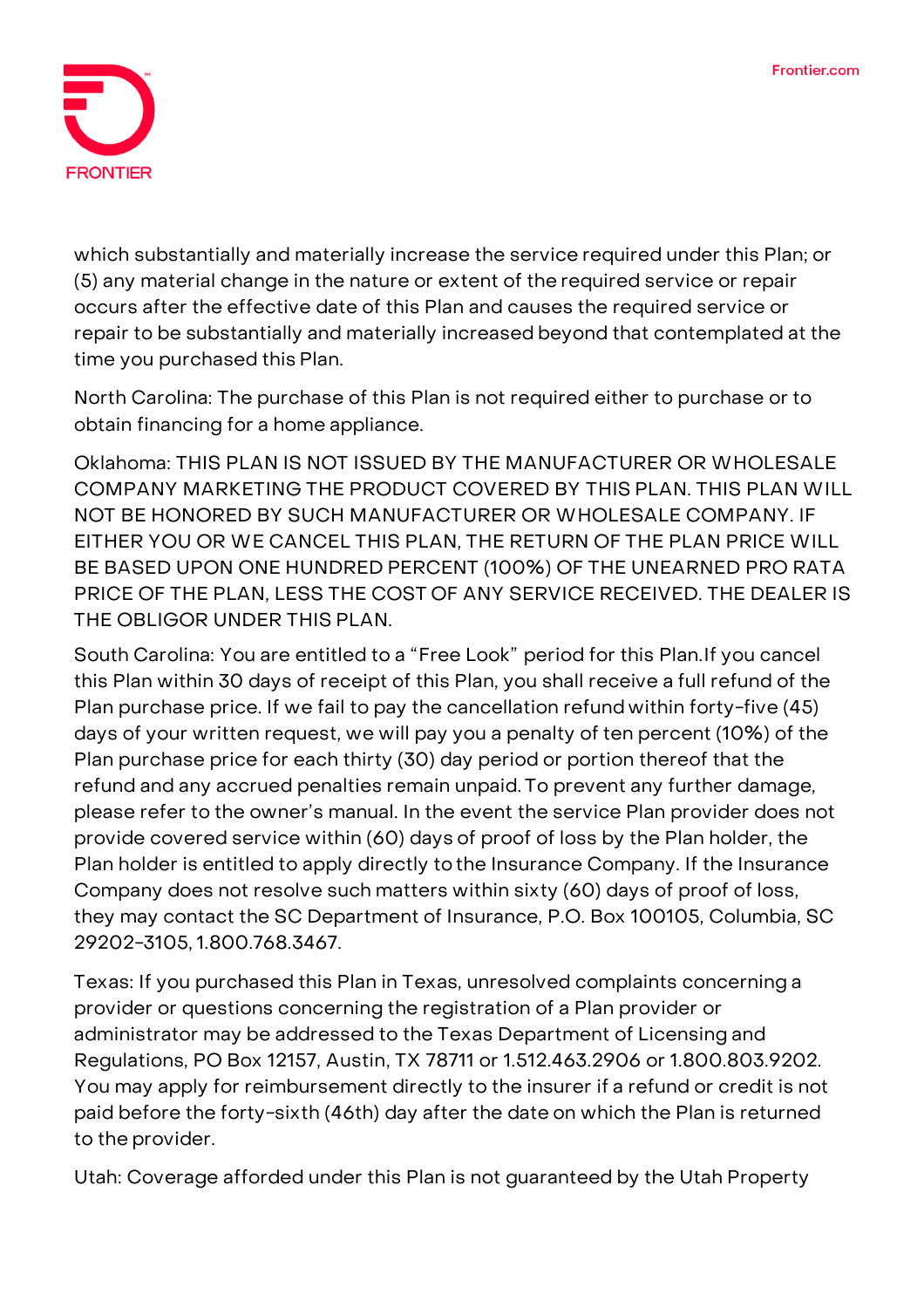which substantially and materially increase the service required under this Plan; or (5) any material change in the nature or extent of the required service or repair occurs after the effective date of this Plan and causes the required service or repair to be substantially and materially increased beyond that contemplated at the time you purchased this Plan.

North Carolina: The purchase of this Plan is not required either to purchase or to obtain financing for a home appliance.

Oklahoma: THIS PLAN IS NOT ISSUED BY THE MANUFACTURER OR WHOLESALE COMPANY MARKETING THE PRODUCT COVERED BY THIS PLAN. THIS PLAN WILL NOT BE HONORED BY SUCH MANUFACTURER OR WHOLESALE COMPANY. IF EITHER YOU OR WE CANCEL THIS PLAN, THE RETURN OF THE PLAN PRICE WILL BE BASED UPON ONE HUNDRED PERCENT (100%) OF THE UNEARNED PRO RATA PRICE OF THE PLAN, LESS THE COST OF ANY SERVICE RECEIVED. THE DEALER IS THE OBLIGOR UNDER THIS PLAN.

South Carolina: You are entitled to a "Free Look" period for this Plan.If you cancel this Plan within 30 days of receipt of this Plan, you shall receive a full refund of the Plan purchase price. If we fail to pay the cancellation refund within forty-five (45) days of your written request, we will pay you a penalty of ten percent (10%) of the Plan purchase price for each thirty (30) day period or portion thereof that the refund and any accrued penalties remain unpaid. To prevent any further damage, please refer to the owner's manual. In the event the service Plan provider does not provide covered service within (60) days of proof of loss by the Plan holder, the Plan holder is entitled to apply directly to the Insurance Company. If the Insurance Company does not resolve such matters within sixty (60) days of proof of loss, they may contact the SC Department of Insurance, P.O. Box 100105, Columbia, SC 29202-3105, 1.800.768.3467.

Texas: If you purchased this Plan in Texas, unresolved complaints concerning a provider or questions concerning the registration of a Plan provider or administrator may be addressed to the Texas Department of Licensing and Regulations, PO Box 12157, Austin, TX 78711 or 1.512.463.2906 or 1.800.803.9202. You may apply for reimbursement directly to the insurer if a refund or credit is not paid before the forty-sixth (46th) day after the date on which the Plan is returned to the provider.

Utah: Coverage afforded under this Plan is not guaranteed by the Utah Property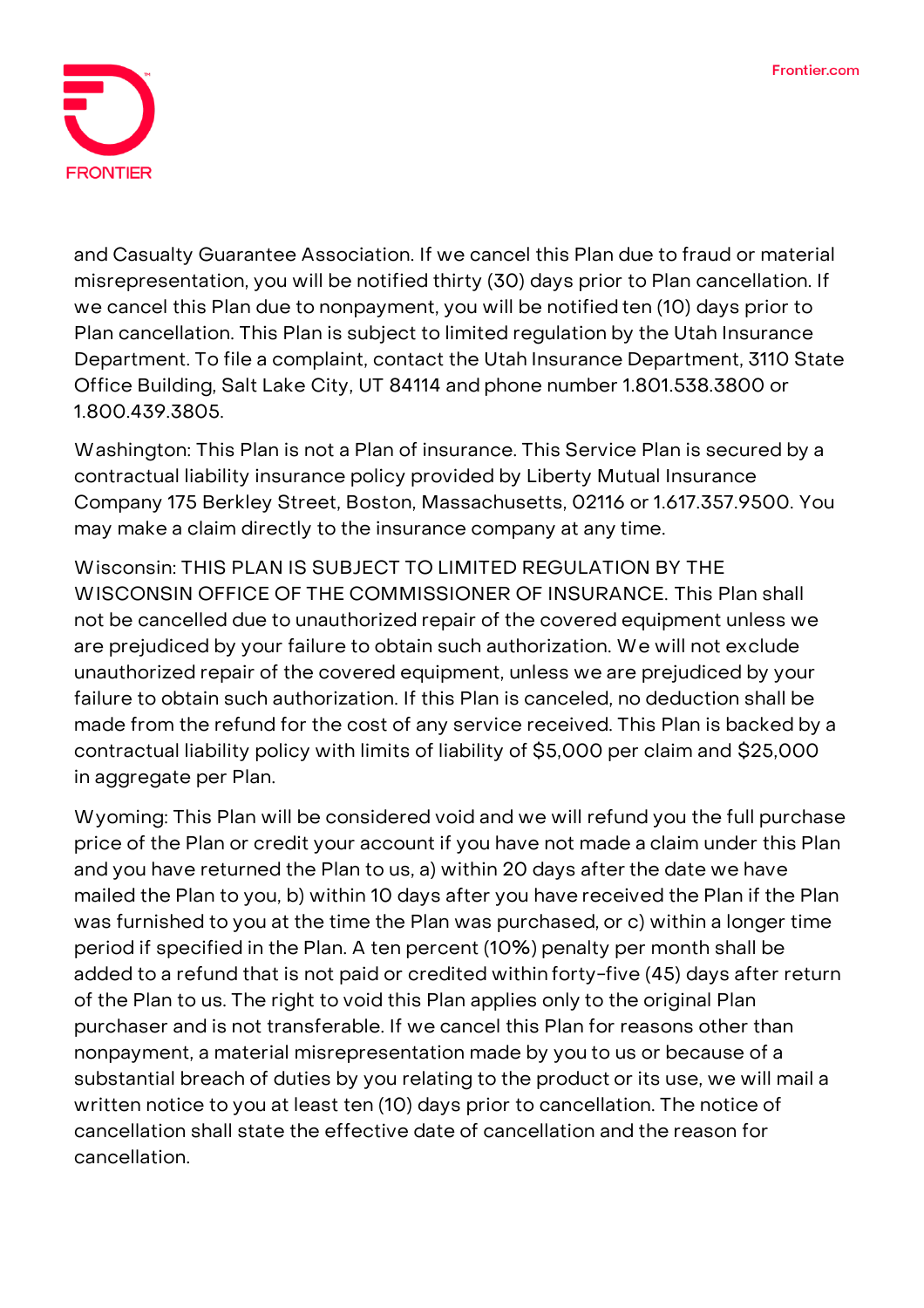and Casualty Guarantee Association. If we cancel this Plan due to fraud or material misrepresentation, you will be notified thirty (30) days prior to Plan cancellation. If we cancel this Plan due to nonpayment, you will be notified ten (10) days prior to Plan cancellation. This Plan is subject to limited regulation by the Utah Insurance Department. To file a complaint, contact the Utah Insurance Department, 3110 State Office Building, Salt Lake City, UT 84114 and phone number 1.801.538.3800 or 1.800.439.3805.

Washington: This Plan is not a Plan of insurance. This Service Plan is secured by a contractual liability insurance policy provided by Liberty Mutual Insurance Company 175 Berkley Street, Boston, Massachusetts, 02116 or 1.617.357.9500. You may make a claim directly to the insurance company at any time.

Wisconsin: THIS PLAN IS SUBJECT TO LIMITED REGULATION BY THE WISCONSIN OFFICE OF THE COMMISSIONER OF INSURANCE. This Plan shall not be cancelled due to unauthorized repair of the covered equipment unless we are prejudiced by your failure to obtain such authorization. We will not exclude unauthorized repair of the covered equipment, unless we are prejudiced by your failure to obtain such authorization. If this Plan is canceled, no deduction shall be made from the refund for the cost of any service received. This Plan is backed by a contractual liability policy with limits of liability of $5,000 per claim and $25,000 in aggregate per Plan.

Wyoming: This Plan will be considered void and we will refund you the full purchase price of the Plan or credit your account if you have not made a claim under this Plan and you have returned the Plan to us, a) within 20 days after the date we have mailed the Plan to you, b) within 10 days after you have received the Plan if the Plan was furnished to you at the time the Plan was purchased, or c) within a longer time period if specified in the Plan. A ten percent (10%) penalty per month shall be added to a refund that is not paid or credited within forty-five (45) days after return of the Plan to us. The right to void this Plan applies only to the original Plan purchaser and is not transferable. If we cancel this Plan for reasons other than nonpayment, a material misrepresentation made by you to us or because of a substantial breach of duties by you relating to the product or its use, we will mail a written notice to you at least ten (10) days prior to cancellation. The notice of cancellation shall state the effective date of cancellation and the reason for cancellation.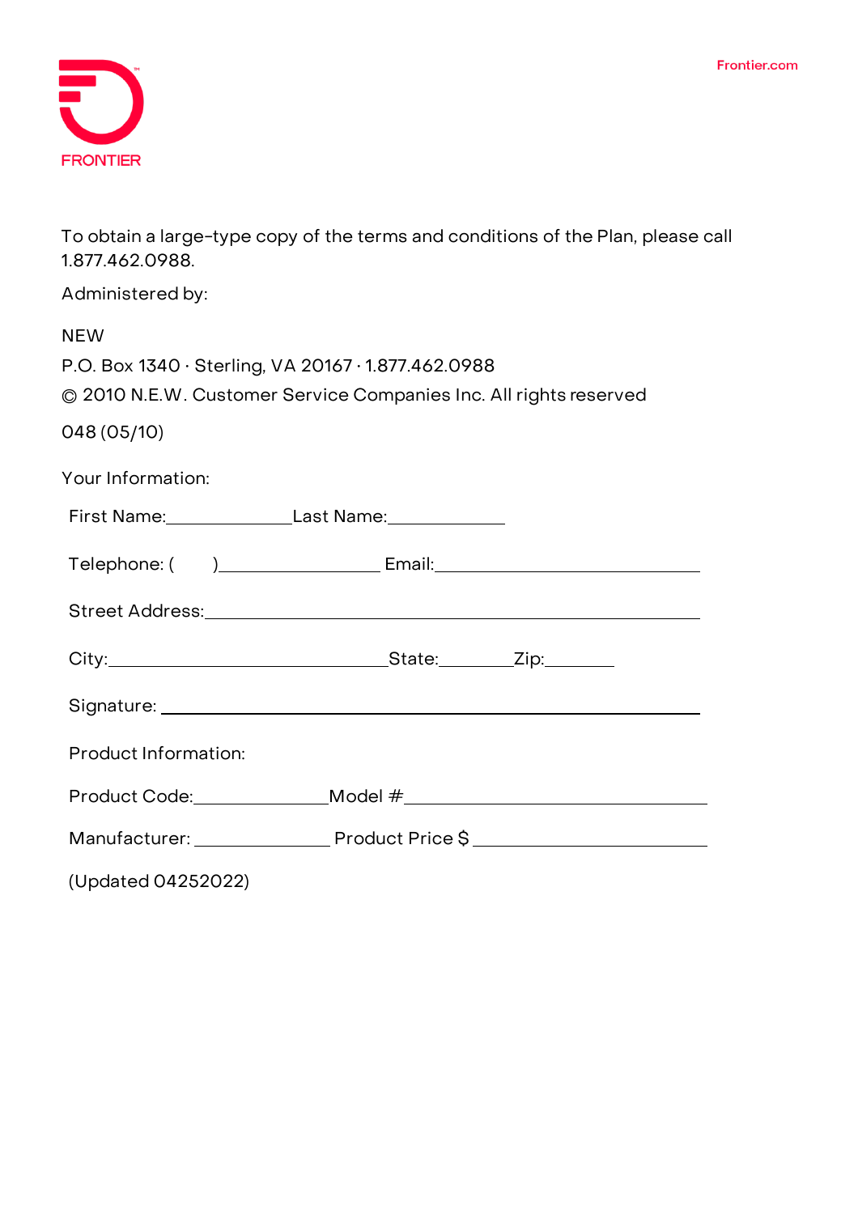FRONTIER

Frontier.com

To obtain a large-type copy of the terms and conditions of the Plan, please call 1.877.462.0988.

Administered by:

NEW

P.O. Box 1340 · Sterling, VA 20167 · 1.877.462.0988

© 2010 N.E.W. Customer Service Companies Inc. All rights reserved

048 (05/10)

Your Information:

First Name:______________ Last Name:_____________

Telephone: (     )__________________ Email:______________________________

Street Address:________________________________________________________

City:_______________________________ State:________ Zip:________

Signature: ____________________________________________________________

Product Information:

Product Code:_______________ Model #_______________________________

Manufacturer: _______________ Product Price $ __________________________

(Updated 04252022)